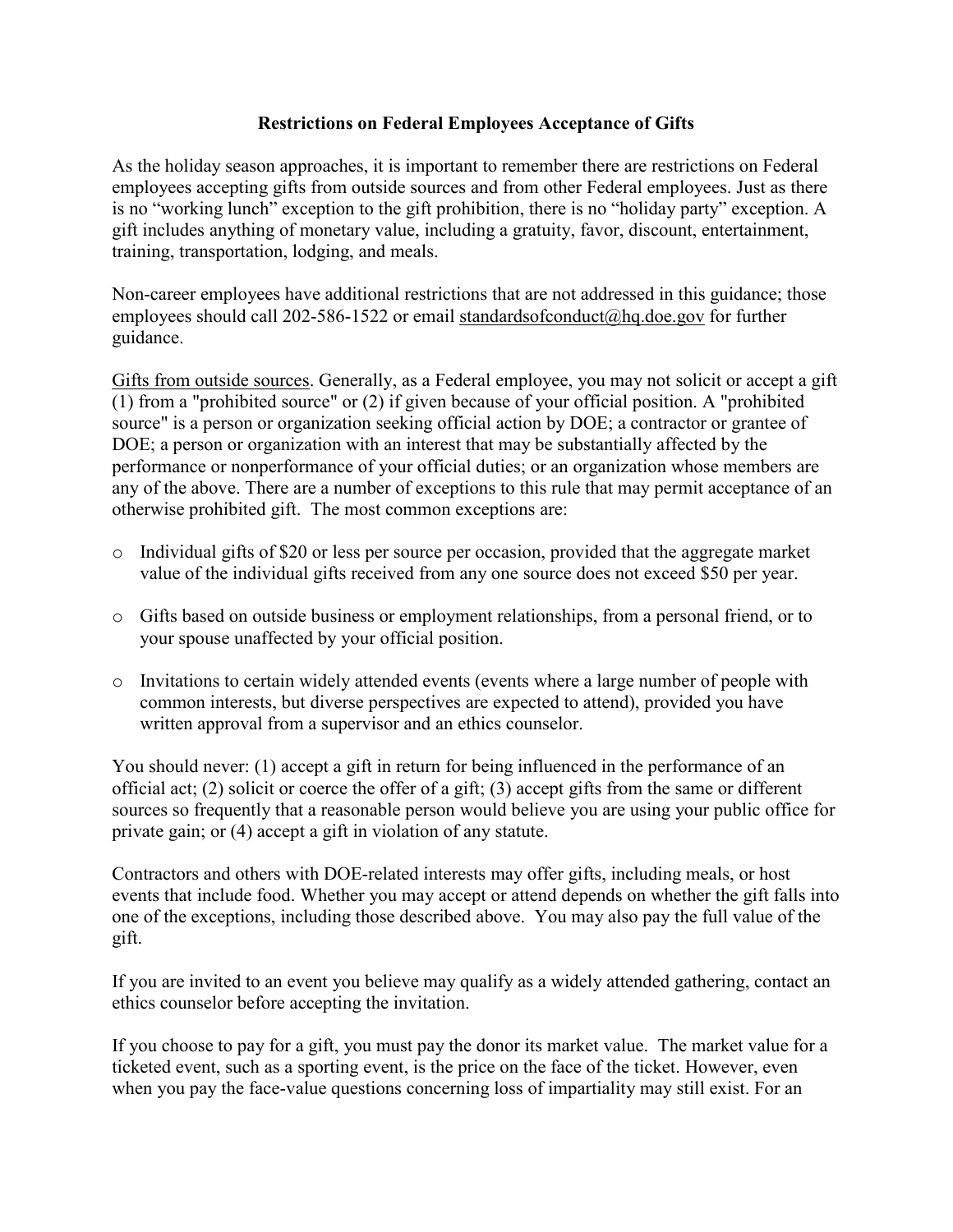# Restrictions on Federal Employees Acceptance of Gifts

As the holiday season approaches, it is important to remember there are restrictions on Federal employees accepting gifts from outside sources and from other Federal employees. Just as there is no "working lunch" exception to the gift prohibition, there is no "holiday party" exception. A gift includes anything of monetary value, including a gratuity, favor, discount, entertainment, training, transportation, lodging, and meals.

Non-career employees have additional restrictions that are not addressed in this guidance; those employees should call 202-586-1522 or email standardsofconduct@hq.doe.gov for further guidance.

Gifts from outside sources. Generally, as a Federal employee, you may not solicit or accept a gift (1) from a "prohibited source" or (2) if given because of your official position. A "prohibited source" is a person or organization seeking official action by DOE; a contractor or grantee of DOE; a person or organization with an interest that may be substantially affected by the performance or nonperformance of your official duties; or an organization whose members are any of the above. There are a number of exceptions to this rule that may permit acceptance of an otherwise prohibited gift. The most common exceptions are:

- Individual gifts of $20 or less per source per occasion, provided that the aggregate market value of the individual gifts received from any one source does not exceed $50 per year.
- Gifts based on outside business or employment relationships, from a personal friend, or to your spouse unaffected by your official position.
- Invitations to certain widely attended events (events where a large number of people with common interests, but diverse perspectives are expected to attend), provided you have written approval from a supervisor and an ethics counselor.

You should never: (1) accept a gift in return for being influenced in the performance of an official act; (2) solicit or coerce the offer of a gift; (3) accept gifts from the same or different sources so frequently that a reasonable person would believe you are using your public office for private gain; or (4) accept a gift in violation of any statute.

Contractors and others with DOE-related interests may offer gifts, including meals, or host events that include food. Whether you may accept or attend depends on whether the gift falls into one of the exceptions, including those described above. You may also pay the full value of the gift.

If you are invited to an event you believe may qualify as a widely attended gathering, contact an ethics counselor before accepting the invitation.

If you choose to pay for a gift, you must pay the donor its market value. The market value for a ticketed event, such as a sporting event, is the price on the face of the ticket. However, even when you pay the face-value questions concerning loss of impartiality may still exist. For an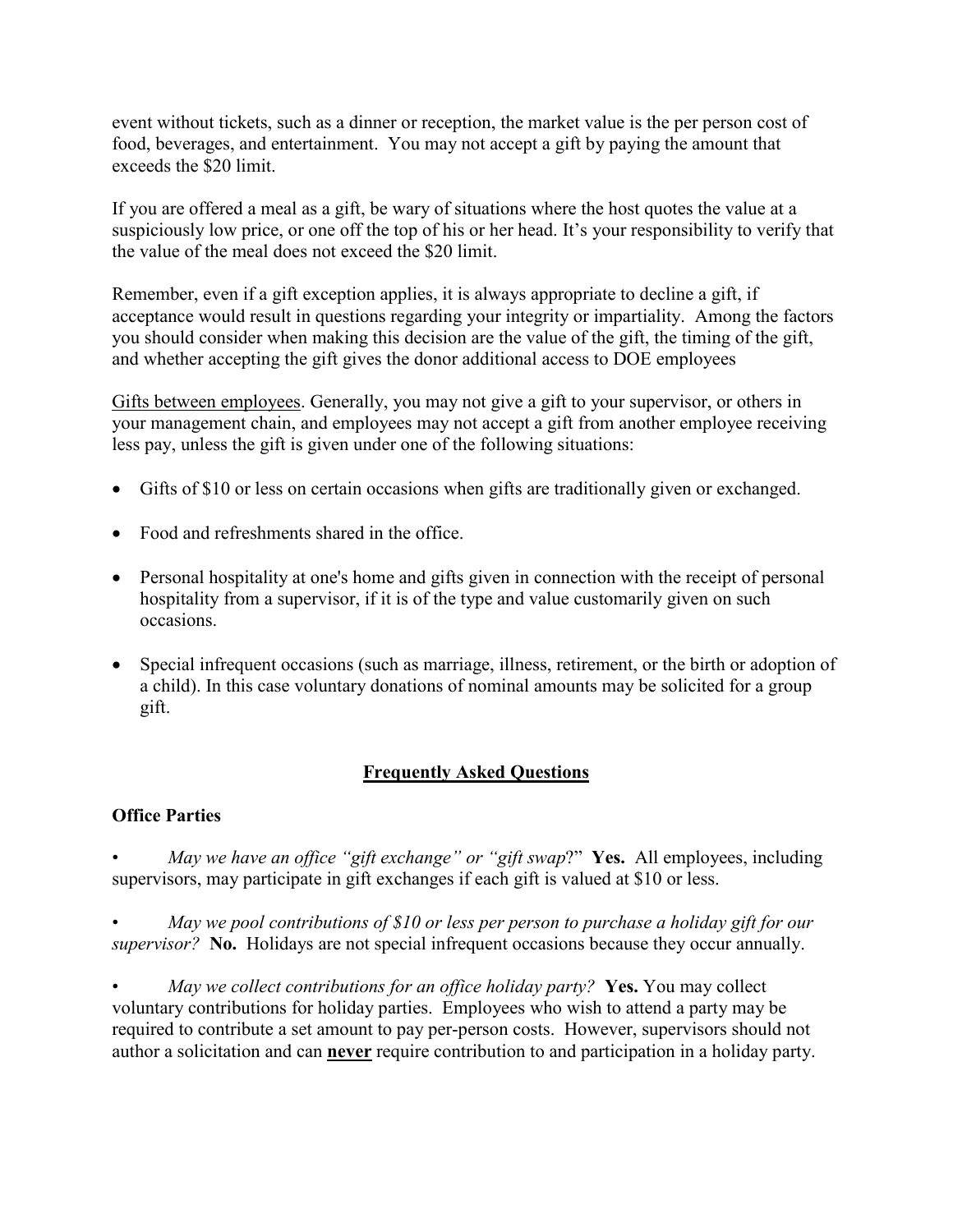event without tickets, such as a dinner or reception, the market value is the per person cost of food, beverages, and entertainment. You may not accept a gift by paying the amount that exceeds the $20 limit.

If you are offered a meal as a gift, be wary of situations where the host quotes the value at a suspiciously low price, or one off the top of his or her head. It's your responsibility to verify that the value of the meal does not exceed the $20 limit.

Remember, even if a gift exception applies, it is always appropriate to decline a gift, if acceptance would result in questions regarding your integrity or impartiality. Among the factors you should consider when making this decision are the value of the gift, the timing of the gift, and whether accepting the gift gives the donor additional access to DOE employees

<u>Gifts between employees</u>. Generally, you may not give a gift to your supervisor, or others in your management chain, and employees may not accept a gift from another employee receiving less pay, unless the gift is given under one of the following situations:

- Gifts of $10 or less on certain occasions when gifts are traditionally given or exchanged.
- Food and refreshments shared in the office.
- Personal hospitality at one's home and gifts given in connection with the receipt of personal hospitality from a supervisor, if it is of the type and value customarily given on such occasions.
- Special infrequent occasions (such as marriage, illness, retirement, or the birth or adoption of a child). In this case voluntary donations of nominal amounts may be solicited for a group gift.

## Frequently Asked Questions

### Office Parties

- *May we have an office "gift exchange" or "gift swap*?" **Yes.** All employees, including supervisors, may participate in gift exchanges if each gift is valued at $10 or less.
- *May we pool contributions of $10 or less per person to purchase a holiday gift for our supervisor?* **No.** Holidays are not special infrequent occasions because they occur annually.
- *May we collect contributions for an office holiday party?* **Yes.** You may collect voluntary contributions for holiday parties. Employees who wish to attend a party may be required to contribute a set amount to pay per-person costs. However, supervisors should not author a solicitation and can **<u>never</u>** require contribution to and participation in a holiday party.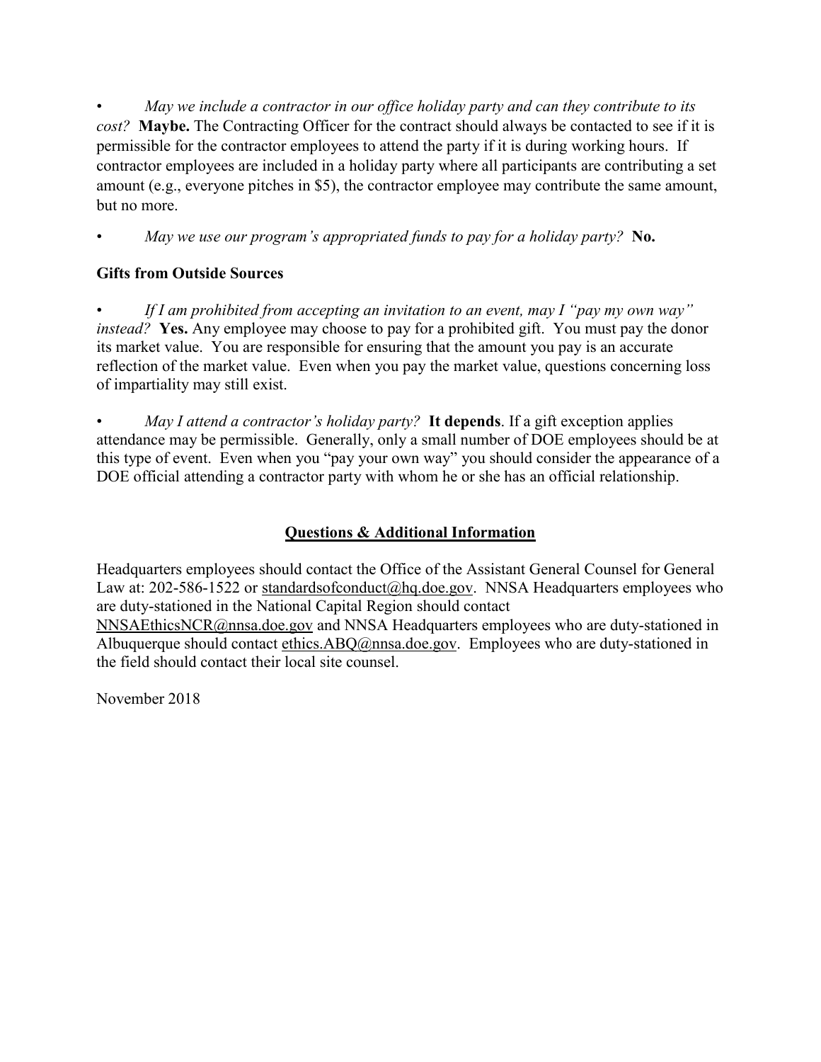- *May we include a contractor in our office holiday party and can they contribute to its cost?* **Maybe.** The Contracting Officer for the contract should always be contacted to see if it is permissible for the contractor employees to attend the party if it is during working hours. If contractor employees are included in a holiday party where all participants are contributing a set amount (e.g., everyone pitches in $5), the contractor employee may contribute the same amount, but no more.

- *May we use our program's appropriated funds to pay for a holiday party?* **No.**

**Gifts from Outside Sources**

- *If I am prohibited from accepting an invitation to an event, may I "pay my own way" instead?* **Yes.** Any employee may choose to pay for a prohibited gift. You must pay the donor its market value. You are responsible for ensuring that the amount you pay is an accurate reflection of the market value. Even when you pay the market value, questions concerning loss of impartiality may still exist.

- *May I attend a contractor's holiday party?* **It depends**. If a gift exception applies attendance may be permissible. Generally, only a small number of DOE employees should be at this type of event. Even when you "pay your own way" you should consider the appearance of a DOE official attending a contractor party with whom he or she has an official relationship.

## Questions & Additional Information

Headquarters employees should contact the Office of the Assistant General Counsel for General Law at: 202-586-1522 or standardsofconduct@hq.doe.gov. NNSA Headquarters employees who are duty-stationed in the National Capital Region should contact NNSAEthicsNCR@nnsa.doe.gov and NNSA Headquarters employees who are duty-stationed in Albuquerque should contact ethics.ABQ@nnsa.doe.gov. Employees who are duty-stationed in the field should contact their local site counsel.

November 2018